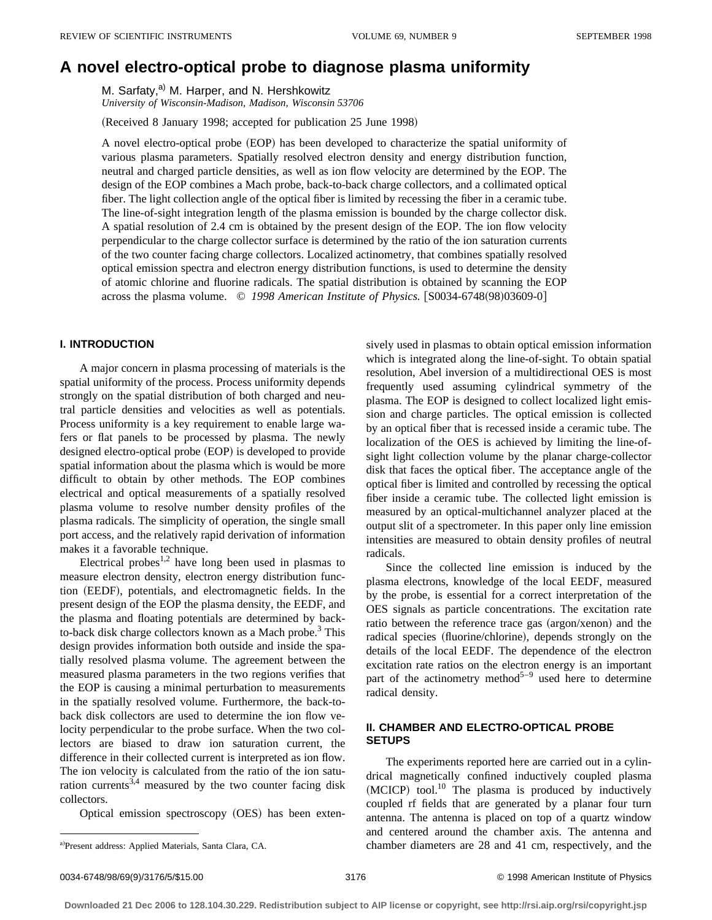# A novel electro-optical probe to diagnose plasma uniformity

M. Sarfaty,[a] M. Harper, and N. Hershkowitz

*University of Wisconsin-Madison, Madison, Wisconsin 53706*

(Received 8 January 1998; accepted for publication 25 June 1998)

A novel electro-optical probe (EOP) has been developed to characterize the spatial uniformity of various plasma parameters. Spatially resolved electron density and energy distribution function, neutral and charged particle densities, as well as ion flow velocity are determined by the EOP. The design of the EOP combines a Mach probe, back-to-back charge collectors, and a collimated optical fiber. The light collection angle of the optical fiber is limited by recessing the fiber in a ceramic tube. The line-of-sight integration length of the plasma emission is bounded by the charge collector disk. A spatial resolution of 2.4 cm is obtained by the present design of the EOP. The ion flow velocity perpendicular to the charge collector surface is determined by the ratio of the ion saturation currents of the two counter facing charge collectors. Localized actinometry, that combines spatially resolved optical emission spectra and electron energy distribution functions, is used to determine the density of atomic chlorine and fluorine radicals. The spatial distribution is obtained by scanning the EOP across the plasma volume. © *1998 American Institute of Physics.* [S0034-6748(98)03609-0]

## I. INTRODUCTION

A major concern in plasma processing of materials is the spatial uniformity of the process. Process uniformity depends strongly on the spatial distribution of both charged and neutral particle densities and velocities as well as potentials. Process uniformity is a key requirement to enable large wafers or flat panels to be processed by plasma. The newly designed electro-optical probe (EOP) is developed to provide spatial information about the plasma which is would be more difficult to obtain by other methods. The EOP combines electrical and optical measurements of a spatially resolved plasma volume to resolve number density profiles of the plasma radicals. The simplicity of operation, the single small port access, and the relatively rapid derivation of information makes it a favorable technique.

Electrical probes[1,2] have long been used in plasmas to measure electron density, electron energy distribution function (EEDF), potentials, and electromagnetic fields. In the present design of the EOP the plasma density, the EEDF, and the plasma and floating potentials are determined by back-to-back disk charge collectors known as a Mach probe.[3] This design provides information both outside and inside the spatially resolved plasma volume. The agreement between the measured plasma parameters in the two regions verifies that the EOP is causing a minimal perturbation to measurements in the spatially resolved volume. Furthermore, the back-to-back disk collectors are used to determine the ion flow velocity perpendicular to the probe surface. When the two collectors are biased to draw ion saturation current, the difference in their collected current is interpreted as ion flow. The ion velocity is calculated from the ratio of the ion saturation currents[3,4] measured by the two counter facing disk collectors.

Optical emission spectroscopy (OES) has been extensively used in plasmas to obtain optical emission information which is integrated along the line-of-sight. To obtain spatial resolution, Abel inversion of a multidirectional OES is most frequently used assuming cylindrical symmetry of the plasma. The EOP is designed to collect localized light emission and charge particles. The optical emission is collected by an optical fiber that is recessed inside a ceramic tube. The localization of the OES is achieved by limiting the line-of-sight light collection volume by the planar charge-collector disk that faces the optical fiber. The acceptance angle of the optical fiber is limited and controlled by recessing the optical fiber inside a ceramic tube. The collected light emission is measured by an optical-multichannel analyzer placed at the output slit of a spectrometer. In this paper only line emission intensities are measured to obtain density profiles of neutral radicals.

Since the collected line emission is induced by the plasma electrons, knowledge of the local EEDF, measured by the probe, is essential for a correct interpretation of the OES signals as particle concentrations. The excitation rate ratio between the reference trace gas (argon/xenon) and the radical species (fluorine/chlorine), depends strongly on the details of the local EEDF. The dependence of the electron excitation rate ratios on the electron energy is an important part of the actinometry method[5–9] used here to determine radical density.

## II. CHAMBER AND ELECTRO-OPTICAL PROBE SETUPS

The experiments reported here are carried out in a cylindrical magnetically confined inductively coupled plasma (MCICP) tool.[10] The plasma is produced by inductively coupled rf fields that are generated by a planar four turn antenna. The antenna is placed on top of a quartz window and centered around the chamber axis. The antenna and chamber diameters are 28 and 41 cm, respectively, and the

[a] Present address: Applied Materials, Santa Clara, CA.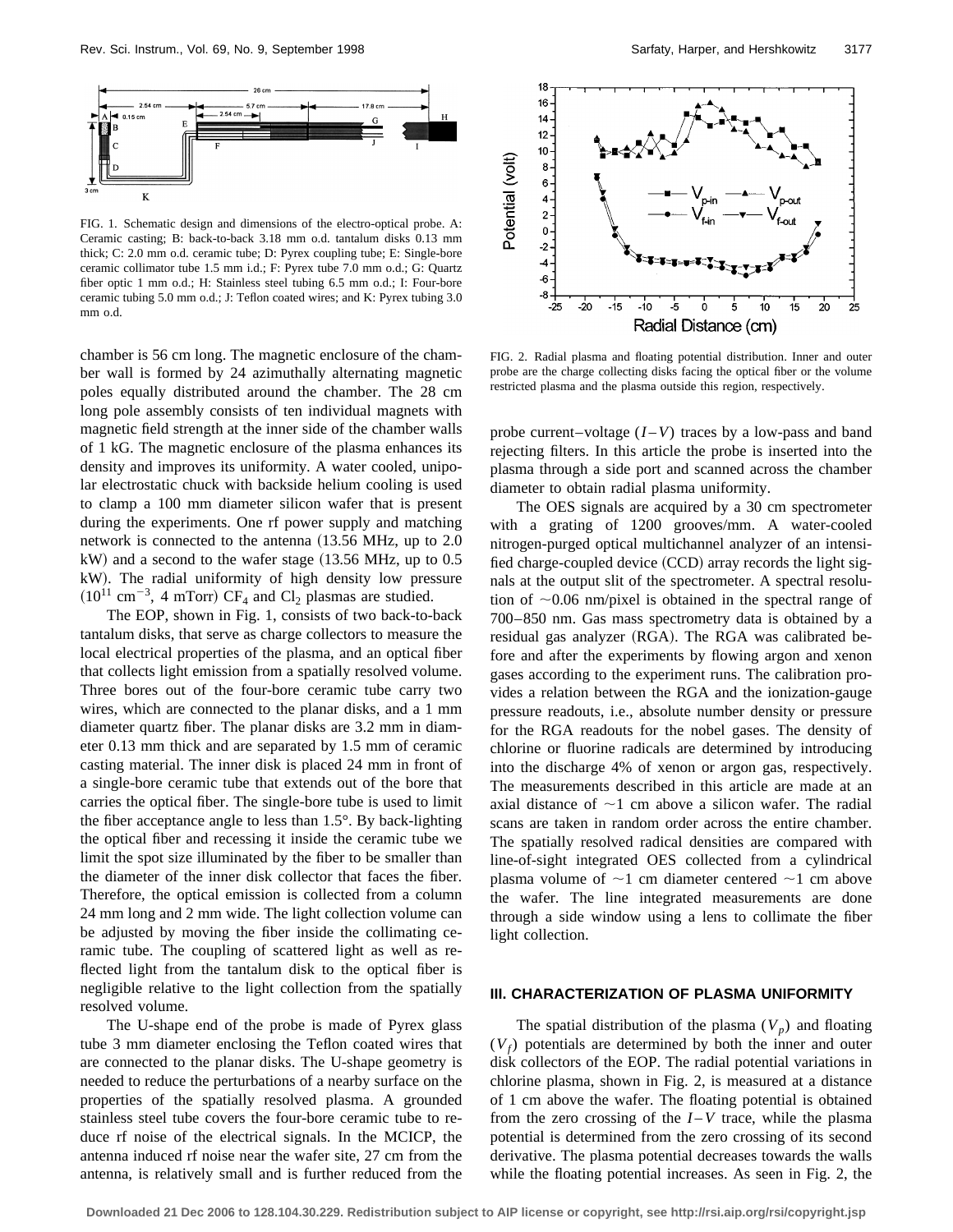FIG. 1. Schematic design and dimensions of the electro-optical probe. A: Ceramic casting; B: back-to-back 3.18 mm o.d. tantalum disks 0.13 mm thick; C: 2.0 mm o.d. ceramic tube; D: Pyrex coupling tube; E: Single-bore ceramic collimator tube 1.5 mm i.d.; F: Pyrex tube 7.0 mm o.d.; G: Quartz fiber optic 1 mm o.d.; H: Stainless steel tubing 6.5 mm o.d.; I: Four-bore ceramic tubing 5.0 mm o.d.; J: Teflon coated wires; and K: Pyrex tubing 3.0 mm o.d.

chamber is 56 cm long. The magnetic enclosure of the chamber wall is formed by 24 azimuthally alternating magnetic poles equally distributed around the chamber. The 28 cm long pole assembly consists of ten individual magnets with magnetic field strength at the inner side of the chamber walls of 1 kG. The magnetic enclosure of the plasma enhances its density and improves its uniformity. A water cooled, unipolar electrostatic chuck with backside helium cooling is used to clamp a 100 mm diameter silicon wafer that is present during the experiments. One rf power supply and matching network is connected to the antenna (13.56 MHz, up to 2.0 kW) and a second to the wafer stage (13.56 MHz, up to 0.5 kW). The radial uniformity of high density low pressure ($10^{11}$ cm$^{-3}$, 4 mTorr) $CF_4$ and $Cl_2$ plasmas are studied.

The EOP, shown in Fig. 1, consists of two back-to-back tantalum disks, that serve as charge collectors to measure the local electrical properties of the plasma, and an optical fiber that collects light emission from a spatially resolved volume. Three bores out of the four-bore ceramic tube carry two wires, which are connected to the planar disks, and a 1 mm diameter quartz fiber. The planar disks are 3.2 mm in diameter 0.13 mm thick and are separated by 1.5 mm of ceramic casting material. The inner disk is placed 24 mm in front of a single-bore ceramic tube that extends out of the bore that carries the optical fiber. The single-bore tube is used to limit the fiber acceptance angle to less than 1.5°. By back-lighting the optical fiber and recessing it inside the ceramic tube we limit the spot size illuminated by the fiber to be smaller than the diameter of the inner disk collector that faces the fiber. Therefore, the optical emission is collected from a column 24 mm long and 2 mm wide. The light collection volume can be adjusted by moving the fiber inside the collimating ceramic tube. The coupling of scattered light as well as reflected light from the tantalum disk to the optical fiber is negligible relative to the light collection from the spatially resolved volume.

The U-shape end of the probe is made of Pyrex glass tube 3 mm diameter enclosing the Teflon coated wires that are connected to the planar disks. The U-shape geometry is needed to reduce the perturbations of a nearby surface on the properties of the spatially resolved plasma. A grounded stainless steel tube covers the four-bore ceramic tube to reduce rf noise of the electrical signals. In the MCICP, the antenna induced rf noise near the wafer site, 27 cm from the antenna, is relatively small and is further reduced from the probe current–voltage ($I$–$V$) traces by a low-pass and band rejecting filters. In this article the probe is inserted into the plasma through a side port and scanned across the chamber diameter to obtain radial plasma uniformity.

FIG. 2. Radial plasma and floating potential distribution. Inner and outer probe are the charge collecting disks facing the optical fiber or the volume restricted plasma and the plasma outside this region, respectively.

The OES signals are acquired by a 30 cm spectrometer with a grating of 1200 grooves/mm. A water-cooled nitrogen-purged optical multichannel analyzer of an intensified charge-coupled device (CCD) array records the light signals at the output slit of the spectrometer. A spectral resolution of ~0.06 nm/pixel is obtained in the spectral range of 700–850 nm. Gas mass spectrometry data is obtained by a residual gas analyzer (RGA). The RGA was calibrated before and after the experiments by flowing argon and xenon gases according to the experiment runs. The calibration provides a relation between the RGA and the ionization-gauge pressure readouts, i.e., absolute number density or pressure for the RGA readouts for the nobel gases. The density of chlorine or fluorine radicals are determined by introducing into the discharge 4% of xenon or argon gas, respectively. The measurements described in this article are made at an axial distance of ~1 cm above a silicon wafer. The radial scans are taken in random order across the entire chamber. The spatially resolved radical densities are compared with line-of-sight integrated OES collected from a cylindrical plasma volume of ~1 cm diameter centered ~1 cm above the wafer. The line integrated measurements are done through a side window using a lens to collimate the fiber light collection.

## III. CHARACTERIZATION OF PLASMA UNIFORMITY

The spatial distribution of the plasma ($V_p$) and floating ($V_f$) potentials are determined by both the inner and outer disk collectors of the EOP. The radial potential variations in chlorine plasma, shown in Fig. 2, is measured at a distance of 1 cm above the wafer. The floating potential is obtained from the zero crossing of the $I$–$V$ trace, while the plasma potential is determined from the zero crossing of its second derivative. The plasma potential decreases towards the walls while the floating potential increases. As seen in Fig. 2, the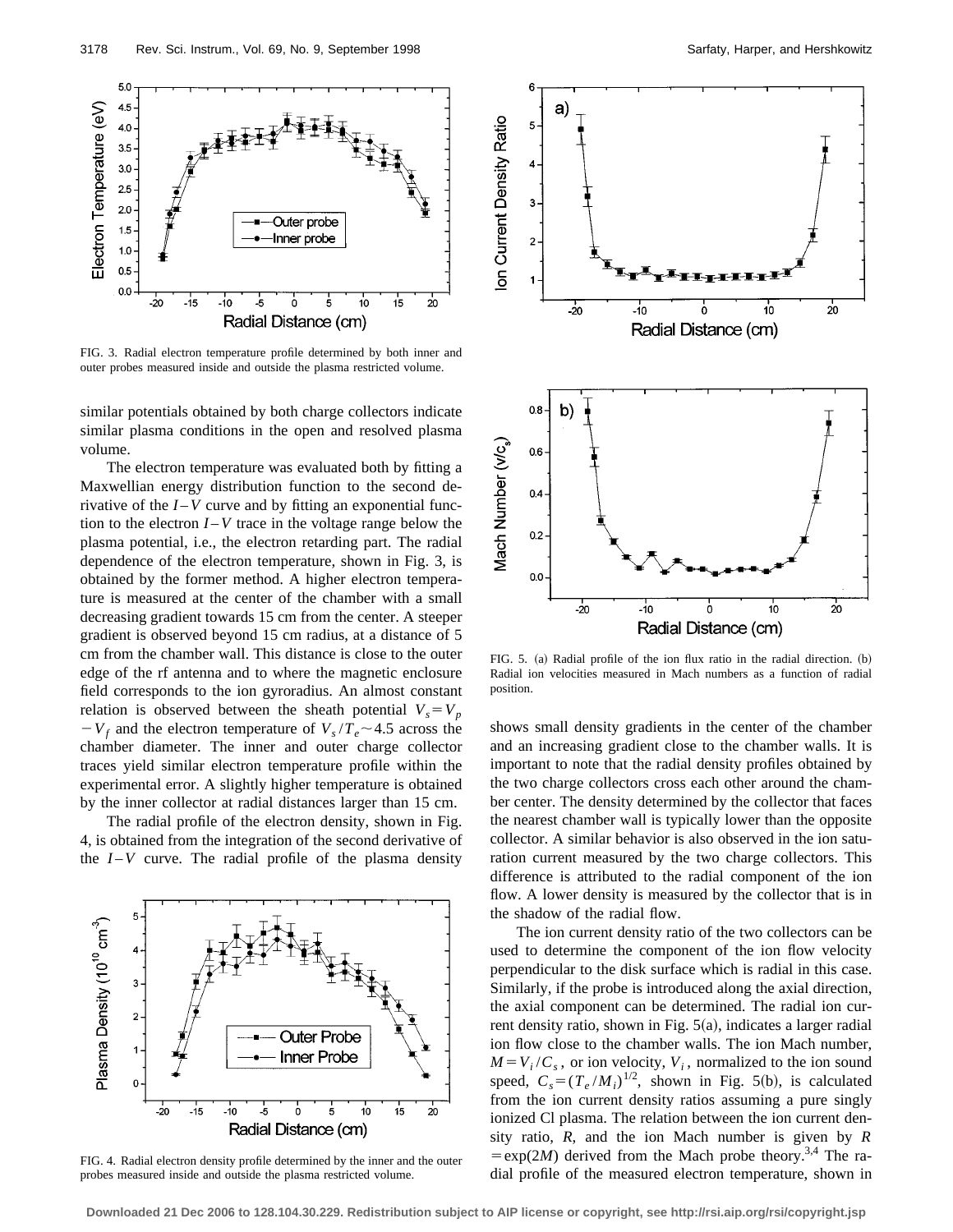FIG. 3. Radial electron temperature profile determined by both inner and outer probes measured inside and outside the plasma restricted volume.

similar potentials obtained by both charge collectors indicate similar plasma conditions in the open and resolved plasma volume.

The electron temperature was evaluated both by fitting a Maxwellian energy distribution function to the second derivative of the $I$–$V$ curve and by fitting an exponential function to the electron $I$–$V$ trace in the voltage range below the plasma potential, i.e., the electron retarding part. The radial dependence of the electron temperature, shown in Fig. 3, is obtained by the former method. A higher electron temperature is measured at the center of the chamber with a small decreasing gradient towards 15 cm from the center. A steeper gradient is observed beyond 15 cm radius, at a distance of 5 cm from the chamber wall. This distance is close to the outer edge of the rf antenna and to where the magnetic enclosure field corresponds to the ion gyroradius. An almost constant relation is observed between the sheath potential $V_s = V_p - V_f$ and the electron temperature of $V_s/T_e \sim 4.5$ across the chamber diameter. The inner and outer charge collector traces yield similar electron temperature profile within the experimental error. A slightly higher temperature is obtained by the inner collector at radial distances larger than 15 cm.

The radial profile of the electron density, shown in Fig. 4, is obtained from the integration of the second derivative of the $I$–$V$ curve. The radial profile of the plasma density shows small density gradients in the center of the chamber and an increasing gradient close to the chamber walls. It is important to note that the radial density profiles obtained by the two charge collectors cross each other around the chamber center. The density determined by the collector that faces the nearest chamber wall is typically lower than the opposite collector. A similar behavior is also observed in the ion saturation current measured by the two charge collectors. This difference is attributed to the radial component of the ion flow. A lower density is measured by the collector that is in the shadow of the radial flow.

FIG. 4. Radial electron density profile determined by the inner and the outer probes measured inside and outside the plasma restricted volume.

FIG. 5. (a) Radial profile of the ion flux ratio in the radial direction. (b) Radial ion velocities measured in Mach numbers as a function of radial position.

The ion current density ratio of the two collectors can be used to determine the component of the ion flow velocity perpendicular to the disk surface which is radial in this case. Similarly, if the probe is introduced along the axial direction, the axial component can be determined. The radial ion current density ratio, shown in Fig. 5(a), indicates a larger radial ion flow close to the chamber walls. The ion Mach number, $M = V_i/C_s$, or ion velocity, $V_i$, normalized to the ion sound speed, $C_s = (T_e/M_i)^{1/2}$, shown in Fig. 5(b), is calculated from the ion current density ratios assuming a pure singly ionized Cl plasma. The relation between the ion current density ratio, $R$, and the ion Mach number is given by $R = \exp(2M)$ derived from the Mach probe theory.[3,4] The radial profile of the measured electron temperature, shown in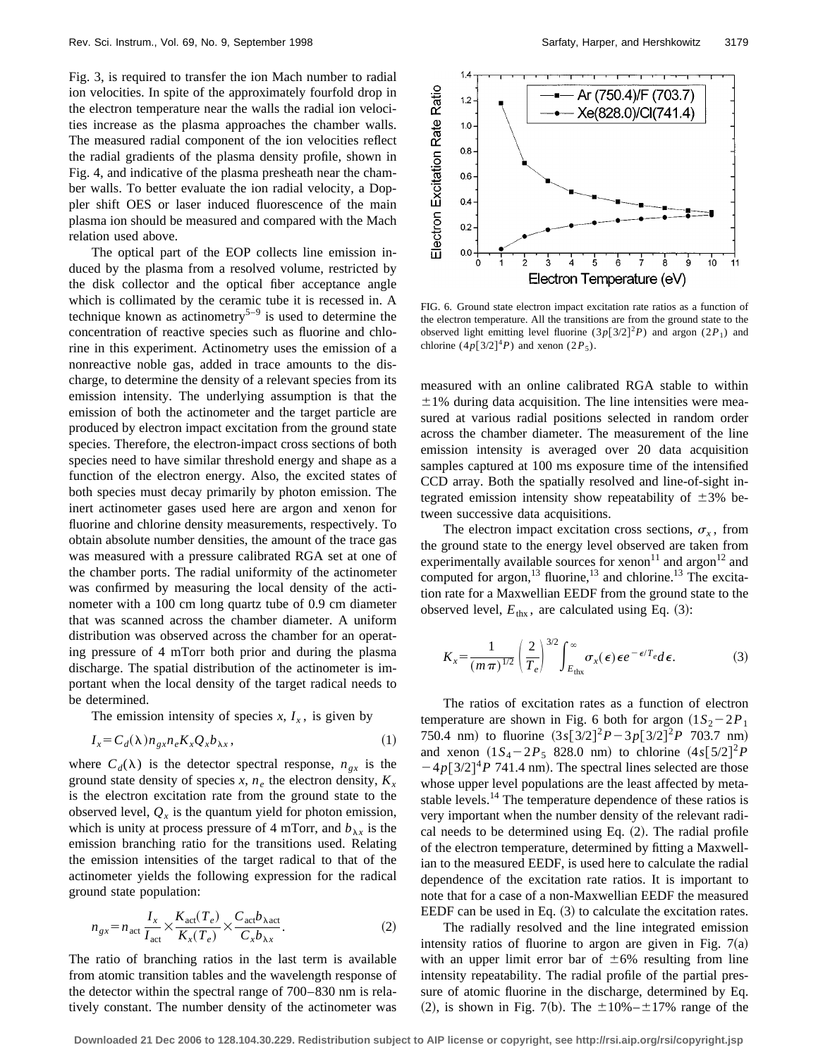Fig. 3, is required to transfer the ion Mach number to radial ion velocities. In spite of the approximately fourfold drop in the electron temperature near the walls the radial ion velocities increase as the plasma approaches the chamber walls. The measured radial component of the ion velocities reflect the radial gradients of the plasma density profile, shown in Fig. 4, and indicative of the plasma presheath near the chamber walls. To better evaluate the ion radial velocity, a Doppler shift OES or laser induced fluorescence of the main plasma ion should be measured and compared with the Mach relation used above.

The optical part of the EOP collects line emission induced by the plasma from a resolved volume, restricted by the disk collector and the optical fiber acceptance angle which is collimated by the ceramic tube it is recessed in. A technique known as actinometry[5–9] is used to determine the concentration of reactive species such as fluorine and chlorine in this experiment. Actinometry uses the emission of a nonreactive noble gas, added in trace amounts to the discharge, to determine the density of a relevant species from its emission intensity. The underlying assumption is that the emission of both the actinometer and the target particle are produced by electron impact excitation from the ground state species. Therefore, the electron-impact cross sections of both species need to have similar threshold energy and shape as a function of the electron energy. Also, the excited states of both species must decay primarily by photon emission. The inert actinometer gases used here are argon and xenon for fluorine and chlorine density measurements, respectively. To obtain absolute number densities, the amount of the trace gas was measured with a pressure calibrated RGA set at one of the chamber ports. The radial uniformity of the actinometer was confirmed by measuring the local density of the actinometer with a 100 cm long quartz tube of 0.9 cm diameter that was scanned across the chamber diameter. A uniform distribution was observed across the chamber for an operating pressure of 4 mTorr both prior and during the plasma discharge. The spatial distribution of the actinometer is important when the local density of the target radical needs to be determined.

The emission intensity of species $x$, $I_x$, is given by

$$I_x = C_d(\lambda) n_{gx} n_e K_x Q_x b_{\lambda x}, \tag{1}$$

where $C_d(\lambda)$ is the detector spectral response, $n_{gx}$ is the ground state density of species $x$, $n_e$ the electron density, $K_x$ is the electron excitation rate from the ground state to the observed level, $Q_x$ is the quantum yield for photon emission, which is unity at process pressure of 4 mTorr, and $b_{\lambda x}$ is the emission branching ratio for the transitions used. Relating the emission intensities of the target radical to that of the actinometer yields the following expression for the radical ground state population:

$$n_{gx} = n_{\text{act}} \frac{I_x}{I_{\text{act}}} \times \frac{K_{\text{act}}(T_e)}{K_x(T_e)} \times \frac{C_{\text{act}} b_{\lambda \text{act}}}{C_x b_{\lambda x}}. \tag{2}$$

The ratio of branching ratios in the last term is available from atomic transition tables and the wavelength response of the detector within the spectral range of 700–830 nm is relatively constant. The number density of the actinometer was measured with an online calibrated RGA stable to within $\pm 1\%$ during data acquisition. The line intensities were measured at various radial positions selected in random order across the chamber diameter. The measurement of the line emission intensity is averaged over 20 data acquisition samples captured at 100 ms exposure time of the intensified CCD array. Both the spatially resolved and line-of-sight integrated emission intensity show repeatability of $\pm 3\%$ between successive data acquisitions.

FIG. 6. Ground state electron impact excitation rate ratios as a function of the electron temperature. All the transitions are from the ground state to the observed light emitting level fluorine $(3p[3/2]^2P)$ and argon $(2P_1)$ and chlorine $(4p[3/2]^4P)$ and xenon $(2P_5)$.

The electron impact excitation cross sections, $\sigma_x$, from the ground state to the energy level observed are taken from experimentally available sources for xenon[11] and argon[12] and computed for argon,[13] fluorine,[13] and chlorine.[13] The excitation rate for a Maxwellian EEDF from the ground state to the observed level, $E_{\text{thx}}$, are calculated using Eq. (3):

$$K_x = \frac{1}{(m\pi)^{1/2}} \left(\frac{2}{T_e}\right)^{3/2} \int_{E_{\text{thx}}}^{\infty} \sigma_x(\epsilon) \epsilon e^{-\epsilon/T_e} d\epsilon. \tag{3}$$

The ratios of excitation rates as a function of electron temperature are shown in Fig. 6 both for argon $(1S_2-2P_1$ 750.4 nm) to fluorine $(3s[3/2]^2P-3p[3/2]^2P$ 703.7 nm) and xenon $(1S_4-2P_5$ 828.0 nm) to chlorine $(4s[5/2]^2P$ $-4p[3/2]^4P$ 741.4 nm). The spectral lines selected are those whose upper level populations are the least affected by metastable levels.[14] The temperature dependence of these ratios is very important when the number density of the relevant radical needs to be determined using Eq. (2). The radial profile of the electron temperature, determined by fitting a Maxwellian to the measured EEDF, is used here to calculate the radial dependence of the excitation rate ratios. It is important to note that for a case of a non-Maxwellian EEDF the measured EEDF can be used in Eq. (3) to calculate the excitation rates.

The radially resolved and the line integrated emission intensity ratios of fluorine to argon are given in Fig. 7(a) with an upper limit error bar of $\pm 6\%$ resulting from line intensity repeatability. The radial profile of the partial pressure of atomic fluorine in the discharge, determined by Eq. (2), is shown in Fig. 7(b). The $\pm 10\%$–$\pm 17\%$ range of the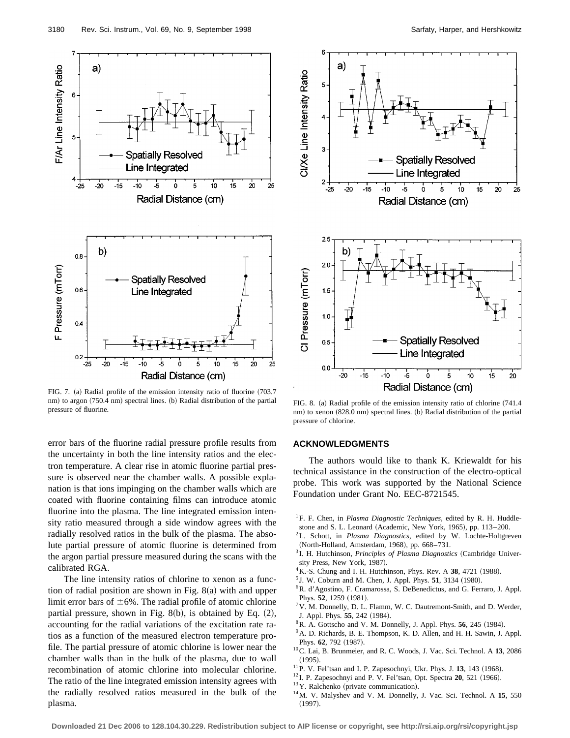a)

F/Ar Line Intensity Ratio

Radial Distance (cm)

Spatially Resolved

Line Integrated

b)

F Pressure (mTorr)

Radial Distance (cm)

Spatially Resolved

Line Integrated

FIG. 7. (a) Radial profile of the emission intensity ratio of fluorine (703.7 nm) to argon (750.4 nm) spectral lines. (b) Radial distribution of the partial pressure of fluorine.

a)

Cl/Xe Line Intensity Ratio

Radial Distance (cm)

Spatially Resolved

Line Integrated

b)

Cl Pressure (mTorr)

Radial Distance (cm)

Spatially Resolved

Line Integrated

FIG. 8. (a) Radial profile of the emission intensity ratio of chlorine (741.4 nm) to xenon (828.0 nm) spectral lines. (b) Radial distribution of the partial pressure of chlorine.

error bars of the fluorine radial pressure profile results from the uncertainty in both the line intensity ratios and the electron temperature. A clear rise in atomic fluorine partial pressure is observed near the chamber walls. A possible explanation is that ions impinging on the chamber walls which are coated with fluorine containing films can introduce atomic fluorine into the plasma. The line integrated emission intensity ratio measured through a side window agrees with the radially resolved ratios in the bulk of the plasma. The absolute partial pressure of atomic fluorine is determined from the argon partial pressure measured during the scans with the calibrated RGA.

The line intensity ratios of chlorine to xenon as a function of radial position are shown in Fig. 8(a) with and upper limit error bars of $\pm 6\%$. The radial profile of atomic chlorine partial pressure, shown in Fig. 8(b), is obtained by Eq. (2), accounting for the radial variations of the excitation rate ratios as a function of the measured electron temperature profile. The partial pressure of atomic chlorine is lower near the chamber walls than in the bulk of the plasma, due to wall recombination of atomic chlorine into molecular chlorine. The ratio of the line integrated emission intensity agrees with the radially resolved ratios measured in the bulk of the plasma.

## ACKNOWLEDGMENTS

The authors would like to thank K. Kriewaldt for his technical assistance in the construction of the electro-optical probe. This work was supported by the National Science Foundation under Grant No. EEC-8721545.

[1] F. F. Chen, in *Plasma Diagnostic Techniques*, edited by R. H. Huddlestone and S. L. Leonard (Academic, New York, 1965), pp. 113–200.
[2] L. Schott, in *Plasma Diagnostics*, edited by W. Lochte-Holtgreven (North-Holland, Amsterdam, 1968), pp. 668–731.
[3] I. H. Hutchinson, *Principles of Plasma Diagnostics* (Cambridge University Press, New York, 1987).
[4] K.-S. Chung and I. H. Hutchinson, Phys. Rev. A **38**, 4721 (1988).
[5] J. W. Coburn and M. Chen, J. Appl. Phys. **51**, 3134 (1980).
[6] R. d'Agostino, F. Cramarossa, S. DeBenedictus, and G. Ferraro, J. Appl. Phys. **52**, 1259 (1981).
[7] V. M. Donnelly, D. L. Flamm, W. C. Dautremont-Smith, and D. Werder, J. Appl. Phys. **55**, 242 (1984).
[8] R. A. Gottscho and V. M. Donnelly, J. Appl. Phys. **56**, 245 (1984).
[9] A. D. Richards, B. E. Thompson, K. D. Allen, and H. H. Sawin, J. Appl. Phys. **62**, 792 (1987).
[10] C. Lai, B. Brunmeier, and R. C. Woods, J. Vac. Sci. Technol. A **13**, 2086 (1995).
[11] P. V. Fel'tsan and I. P. Zapesochnyi, Ukr. Phys. J. **13**, 143 (1968).
[12] I. P. Zapesochnyi and P. V. Fel'tsan, Opt. Spectra **20**, 521 (1966).
[13] Y. Ralchenko (private communication).
[14] M. V. Malyshev and V. M. Donnelly, J. Vac. Sci. Technol. A **15**, 550 (1997).